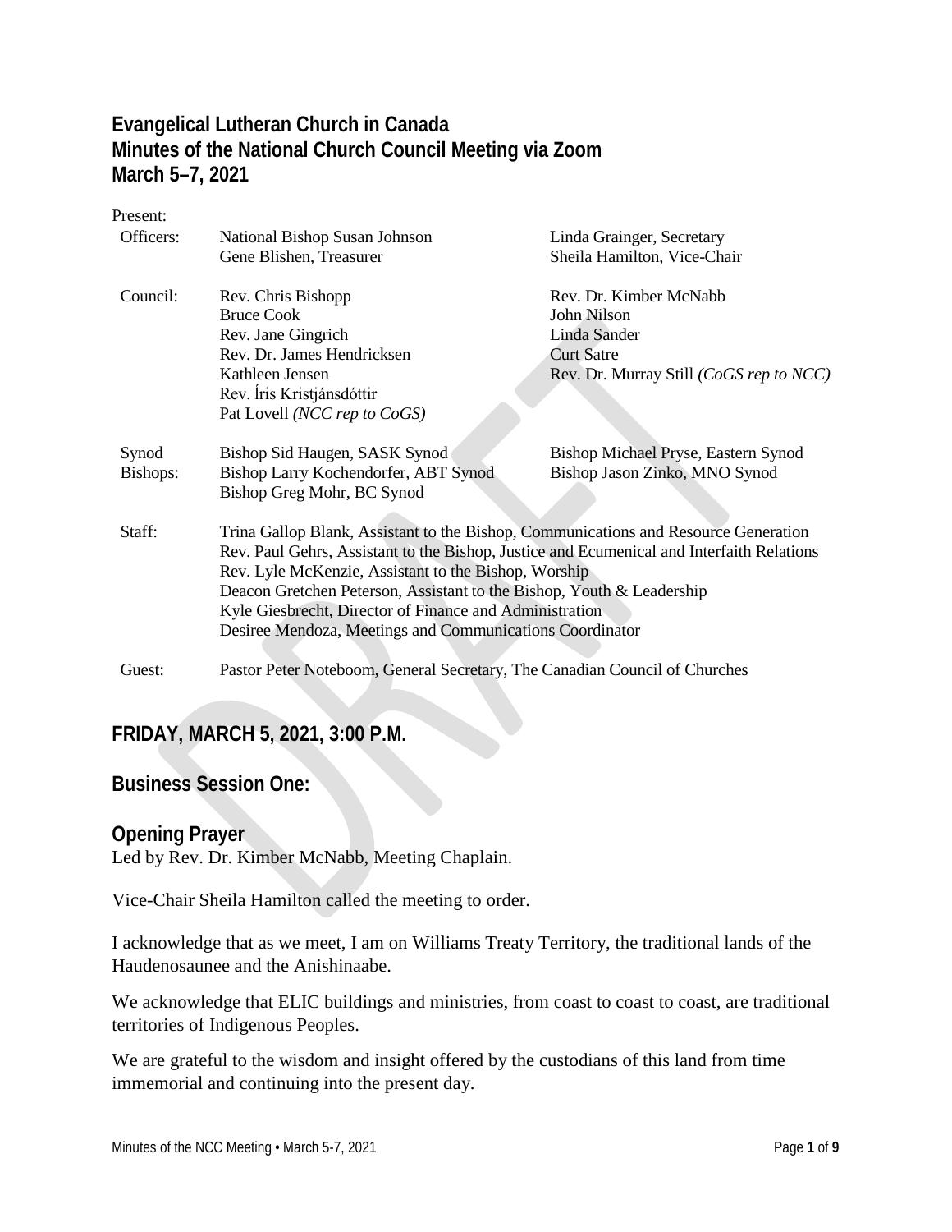# Evangelical Lutheran Church in Canada
# Minutes of the National Church Council Meeting via Zoom
# March 5–7, 2021

Present:

| | | |
|---|---|---|
| Officers: | National Bishop Susan Johnson | Linda Grainger, Secretary |
| | Gene Blishen, Treasurer | Sheila Hamilton, Vice-Chair |
| Council: | Rev. Chris Bishopp | Rev. Dr. Kimber McNabb |
| | Bruce Cook | John Nilson |
| | Rev. Jane Gingrich | Linda Sander |
| | Rev. Dr. James Hendricksen | Curt Satre |
| | Kathleen Jensen | Rev. Dr. Murray Still *(CoGS rep to NCC)* |
| | Rev. Íris Kristjánsdóttir | |
| | Pat Lovell *(NCC rep to CoGS)* | |
| Synod Bishops: | Bishop Sid Haugen, SASK Synod | Bishop Michael Pryse, Eastern Synod |
| | Bishop Larry Kochendorfer, ABT Synod | Bishop Jason Zinko, MNO Synod |
| | Bishop Greg Mohr, BC Synod | |

Staff:
Trina Gallop Blank, Assistant to the Bishop, Communications and Resource Generation
Rev. Paul Gehrs, Assistant to the Bishop, Justice and Ecumenical and Interfaith Relations
Rev. Lyle McKenzie, Assistant to the Bishop, Worship
Deacon Gretchen Peterson, Assistant to the Bishop, Youth & Leadership
Kyle Giesbrecht, Director of Finance and Administration
Desiree Mendoza, Meetings and Communications Coordinator

Guest: Pastor Peter Noteboom, General Secretary, The Canadian Council of Churches

## FRIDAY, MARCH 5, 2021, 3:00 P.M.

## Business Session One:

### Opening Prayer

Led by Rev. Dr. Kimber McNabb, Meeting Chaplain.

Vice-Chair Sheila Hamilton called the meeting to order.

I acknowledge that as we meet, I am on Williams Treaty Territory, the traditional lands of the Haudenosaunee and the Anishinaabe.

We acknowledge that ELIC buildings and ministries, from coast to coast to coast, are traditional territories of Indigenous Peoples.

We are grateful to the wisdom and insight offered by the custodians of this land from time immemorial and continuing into the present day.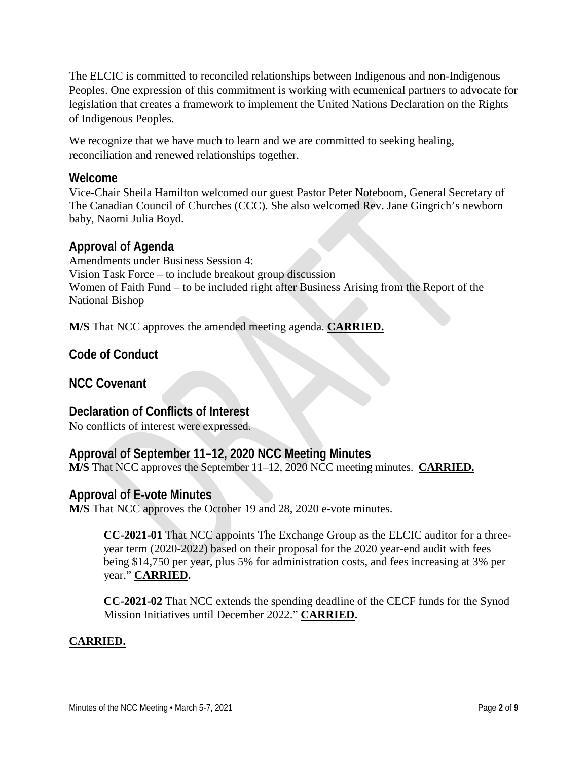The ELCIC is committed to reconciled relationships between Indigenous and non-Indigenous Peoples. One expression of this commitment is working with ecumenical partners to advocate for legislation that creates a framework to implement the United Nations Declaration on the Rights of Indigenous Peoples.

We recognize that we have much to learn and we are committed to seeking healing, reconciliation and renewed relationships together.

## Welcome

Vice-Chair Sheila Hamilton welcomed our guest Pastor Peter Noteboom, General Secretary of The Canadian Council of Churches (CCC). She also welcomed Rev. Jane Gingrich's newborn baby, Naomi Julia Boyd.

## Approval of Agenda

Amendments under Business Session 4:
Vision Task Force – to include breakout group discussion
Women of Faith Fund – to be included right after Business Arising from the Report of the National Bishop

**M/S** That NCC approves the amended meeting agenda. **CARRIED.**

## Code of Conduct

## NCC Covenant

## Declaration of Conflicts of Interest

No conflicts of interest were expressed.

## Approval of September 11–12, 2020 NCC Meeting Minutes

**M/S** That NCC approves the September 11–12, 2020 NCC meeting minutes. **CARRIED.**

## Approval of E-vote Minutes

**M/S** That NCC approves the October 19 and 28, 2020 e-vote minutes.

> **CC-2021-01** That NCC appoints The Exchange Group as the ELCIC auditor for a three-year term (2020-2022) based on their proposal for the 2020 year-end audit with fees being $14,750 per year, plus 5% for administration costs, and fees increasing at 3% per year." **CARRIED.**
>
> **CC-2021-02** That NCC extends the spending deadline of the CECF funds for the Synod Mission Initiatives until December 2022." **CARRIED.**

**CARRIED.**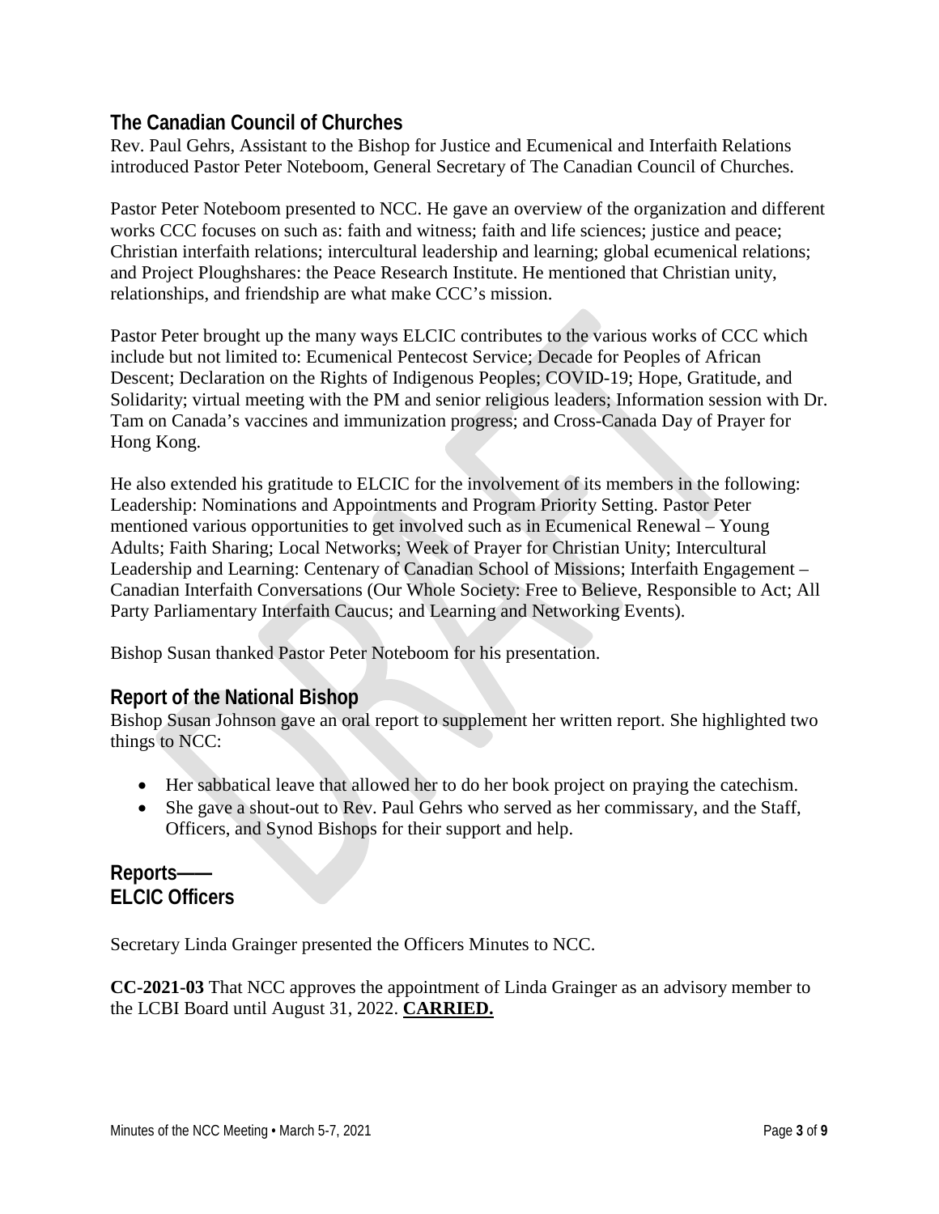## The Canadian Council of Churches

Rev. Paul Gehrs, Assistant to the Bishop for Justice and Ecumenical and Interfaith Relations introduced Pastor Peter Noteboom, General Secretary of The Canadian Council of Churches.

Pastor Peter Noteboom presented to NCC. He gave an overview of the organization and different works CCC focuses on such as: faith and witness; faith and life sciences; justice and peace; Christian interfaith relations; intercultural leadership and learning; global ecumenical relations; and Project Ploughshares: the Peace Research Institute. He mentioned that Christian unity, relationships, and friendship are what make CCC's mission.

Pastor Peter brought up the many ways ELCIC contributes to the various works of CCC which include but not limited to: Ecumenical Pentecost Service; Decade for Peoples of African Descent; Declaration on the Rights of Indigenous Peoples; COVID-19; Hope, Gratitude, and Solidarity; virtual meeting with the PM and senior religious leaders; Information session with Dr. Tam on Canada's vaccines and immunization progress; and Cross-Canada Day of Prayer for Hong Kong.

He also extended his gratitude to ELCIC for the involvement of its members in the following: Leadership: Nominations and Appointments and Program Priority Setting. Pastor Peter mentioned various opportunities to get involved such as in Ecumenical Renewal – Young Adults; Faith Sharing; Local Networks; Week of Prayer for Christian Unity; Intercultural Leadership and Learning: Centenary of Canadian School of Missions; Interfaith Engagement – Canadian Interfaith Conversations (Our Whole Society: Free to Believe, Responsible to Act; All Party Parliamentary Interfaith Caucus; and Learning and Networking Events).

Bishop Susan thanked Pastor Peter Noteboom for his presentation.

## Report of the National Bishop

Bishop Susan Johnson gave an oral report to supplement her written report. She highlighted two things to NCC:

- Her sabbatical leave that allowed her to do her book project on praying the catechism.
- She gave a shout-out to Rev. Paul Gehrs who served as her commissary, and the Staff, Officers, and Synod Bishops for their support and help.

## Reports—— ELCIC Officers

Secretary Linda Grainger presented the Officers Minutes to NCC.

**CC-2021-03** That NCC approves the appointment of Linda Grainger as an advisory member to the LCBI Board until August 31, 2022. **CARRIED.**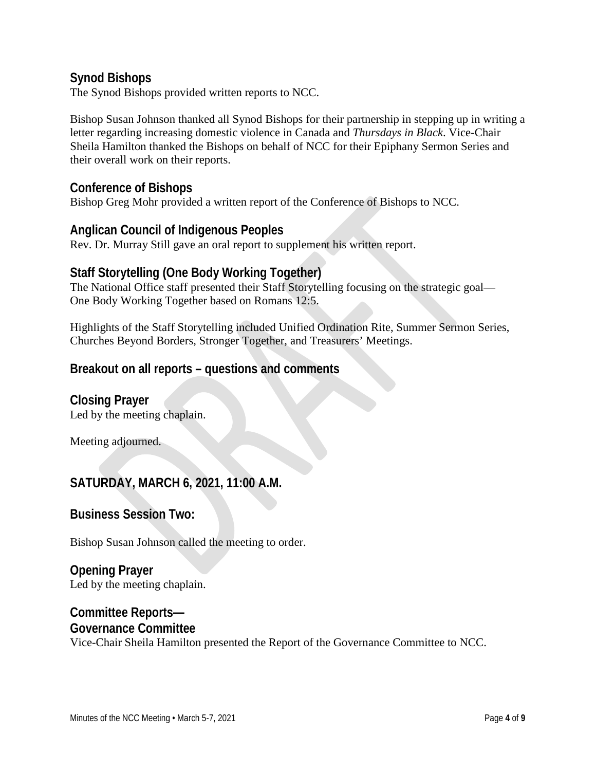## Synod Bishops

The Synod Bishops provided written reports to NCC.

Bishop Susan Johnson thanked all Synod Bishops for their partnership in stepping up in writing a letter regarding increasing domestic violence in Canada and *Thursdays in Black*. Vice-Chair Sheila Hamilton thanked the Bishops on behalf of NCC for their Epiphany Sermon Series and their overall work on their reports.

## Conference of Bishops

Bishop Greg Mohr provided a written report of the Conference of Bishops to NCC.

## Anglican Council of Indigenous Peoples

Rev. Dr. Murray Still gave an oral report to supplement his written report.

## Staff Storytelling (One Body Working Together)

The National Office staff presented their Staff Storytelling focusing on the strategic goal—One Body Working Together based on Romans 12:5.

Highlights of the Staff Storytelling included Unified Ordination Rite, Summer Sermon Series, Churches Beyond Borders, Stronger Together, and Treasurers' Meetings.

## Breakout on all reports – questions and comments

## Closing Prayer

Led by the meeting chaplain.

Meeting adjourned.

## SATURDAY, MARCH 6, 2021, 11:00 A.M.

## Business Session Two:

Bishop Susan Johnson called the meeting to order.

## Opening Prayer

Led by the meeting chaplain.

## Committee Reports—
## Governance Committee

Vice-Chair Sheila Hamilton presented the Report of the Governance Committee to NCC.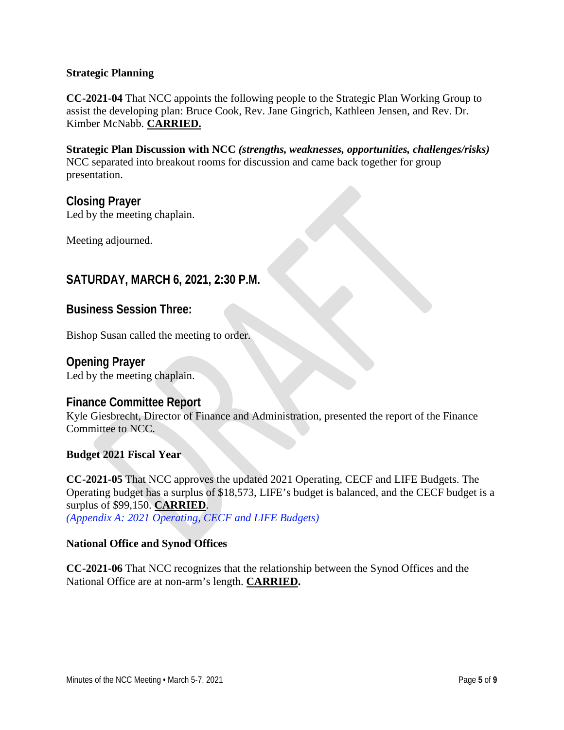**Strategic Planning**

**CC-2021-04** That NCC appoints the following people to the Strategic Plan Working Group to assist the developing plan: Bruce Cook, Rev. Jane Gingrich, Kathleen Jensen, and Rev. Dr. Kimber McNabb. **CARRIED.**

**Strategic Plan Discussion with NCC** ***(strengths, weaknesses, opportunities, challenges/risks)***
NCC separated into breakout rooms for discussion and came back together for group presentation.

## Closing Prayer

Led by the meeting chaplain.

Meeting adjourned.

## SATURDAY, MARCH 6, 2021, 2:30 P.M.

## Business Session Three:

Bishop Susan called the meeting to order.

## Opening Prayer

Led by the meeting chaplain.

## Finance Committee Report

Kyle Giesbrecht, Director of Finance and Administration, presented the report of the Finance Committee to NCC.

**Budget 2021 Fiscal Year**

**CC-2021-05** That NCC approves the updated 2021 Operating, CECF and LIFE Budgets. The Operating budget has a surplus of $18,573, LIFE's budget is balanced, and the CECF budget is a surplus of $99,150. **CARRIED**.
*(Appendix A: 2021 Operating, CECF and LIFE Budgets)*

**National Office and Synod Offices**

**CC-2021-06** That NCC recognizes that the relationship between the Synod Offices and the National Office are at non-arm's length. **CARRIED.**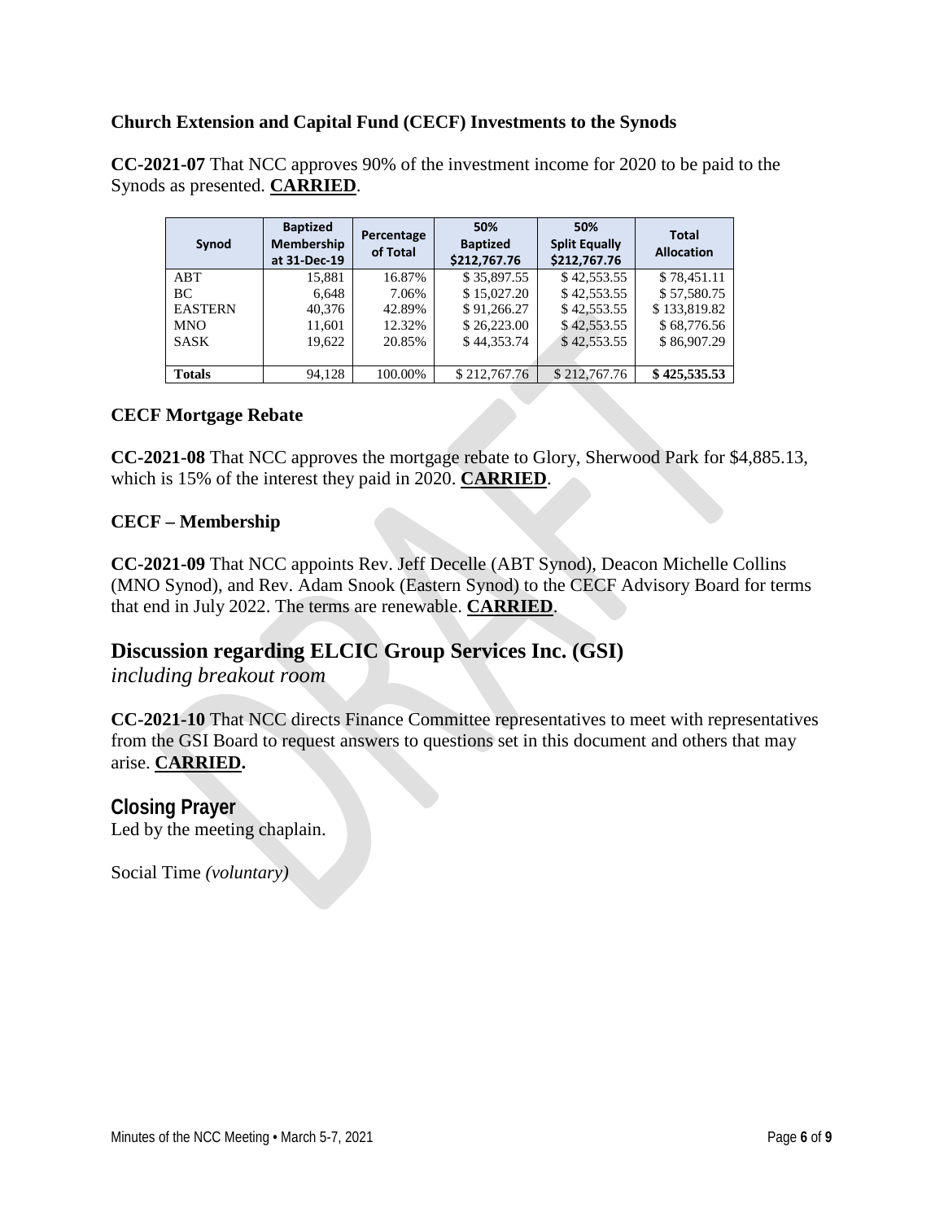**Church Extension and Capital Fund (CECF) Investments to the Synods**

**CC-2021-07** That NCC approves 90% of the investment income for 2020 to be paid to the Synods as presented. **CARRIED**.

| Synod | Baptized Membership at 31-Dec-19 | Percentage of Total | 50% Baptized $212,767.76 | 50% Split Equally $212,767.76 | Total Allocation |
|---|---|---|---|---|---|
| ABT | 15,881 | 16.87% | $ 35,897.55 | $ 42,553.55 | $ 78,451.11 |
| BC | 6,648 | 7.06% | $ 15,027.20 | $ 42,553.55 | $ 57,580.75 |
| EASTERN | 40,376 | 42.89% | $ 91,266.27 | $ 42,553.55 | $ 133,819.82 |
| MNO | 11,601 | 12.32% | $ 26,223.00 | $ 42,553.55 | $ 68,776.56 |
| SASK | 19,622 | 20.85% | $ 44,353.74 | $ 42,553.55 | $ 86,907.29 |
| **Totals** | 94,128 | 100.00% | $ 212,767.76 | $ 212,767.76 | **$ 425,535.53** |

**CECF Mortgage Rebate**

**CC-2021-08** That NCC approves the mortgage rebate to Glory, Sherwood Park for $4,885.13, which is 15% of the interest they paid in 2020. **CARRIED**.

**CECF – Membership**

**CC-2021-09** That NCC appoints Rev. Jeff Decelle (ABT Synod), Deacon Michelle Collins (MNO Synod), and Rev. Adam Snook (Eastern Synod) to the CECF Advisory Board for terms that end in July 2022. The terms are renewable. **CARRIED**.

## Discussion regarding ELCIC Group Services Inc. (GSI)

*including breakout room*

**CC-2021-10** That NCC directs Finance Committee representatives to meet with representatives from the GSI Board to request answers to questions set in this document and others that may arise. **CARRIED.**

## Closing Prayer

Led by the meeting chaplain.

Social Time *(voluntary)*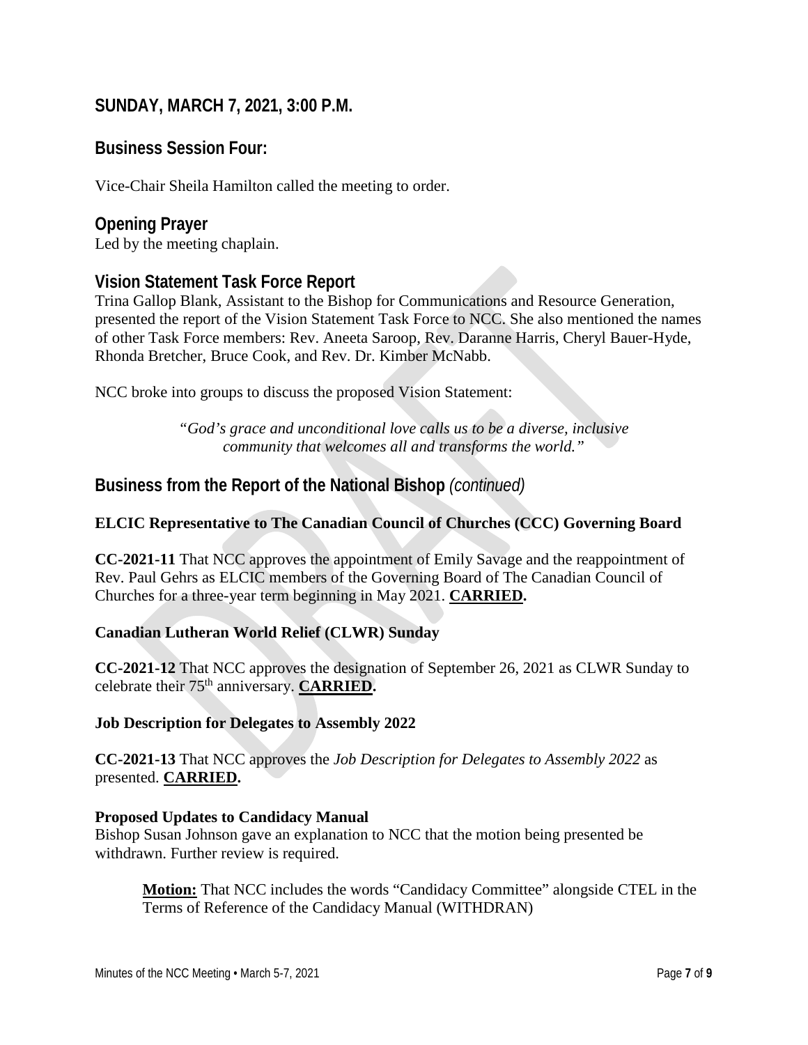## SUNDAY, MARCH 7, 2021, 3:00 P.M.

### Business Session Four:

Vice-Chair Sheila Hamilton called the meeting to order.

### Opening Prayer

Led by the meeting chaplain.

### Vision Statement Task Force Report

Trina Gallop Blank, Assistant to the Bishop for Communications and Resource Generation, presented the report of the Vision Statement Task Force to NCC. She also mentioned the names of other Task Force members: Rev. Aneeta Saroop, Rev. Daranne Harris, Cheryl Bauer-Hyde, Rhonda Bretcher, Bruce Cook, and Rev. Dr. Kimber McNabb.

NCC broke into groups to discuss the proposed Vision Statement:

> *"God's grace and unconditional love calls us to be a diverse, inclusive community that welcomes all and transforms the world."*

### Business from the Report of the National Bishop *(continued)*

**ELCIC Representative to The Canadian Council of Churches (CCC) Governing Board**

**CC-2021-11** That NCC approves the appointment of Emily Savage and the reappointment of Rev. Paul Gehrs as ELCIC members of the Governing Board of The Canadian Council of Churches for a three-year term beginning in May 2021. **CARRIED.**

**Canadian Lutheran World Relief (CLWR) Sunday**

**CC-2021-12** That NCC approves the designation of September 26, 2021 as CLWR Sunday to celebrate their 75th anniversary. **CARRIED.**

**Job Description for Delegates to Assembly 2022**

**CC-2021-13** That NCC approves the *Job Description for Delegates to Assembly 2022* as presented. **CARRIED.**

**Proposed Updates to Candidacy Manual**

Bishop Susan Johnson gave an explanation to NCC that the motion being presented be withdrawn. Further review is required.

> **Motion:** That NCC includes the words "Candidacy Committee" alongside CTEL in the Terms of Reference of the Candidacy Manual (WITHDRAN)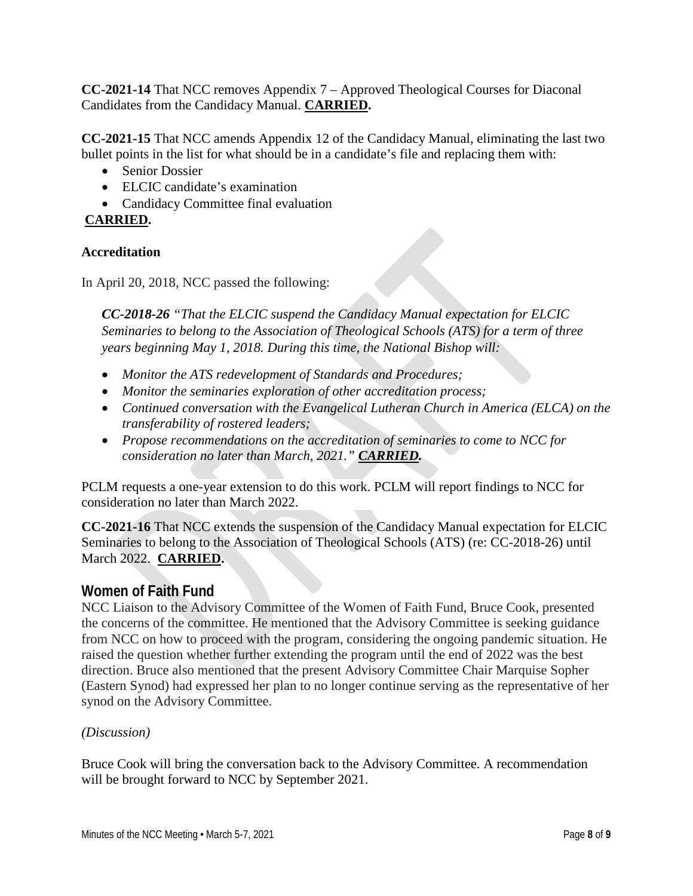**CC-2021-14** That NCC removes Appendix 7 – Approved Theological Courses for Diaconal Candidates from the Candidacy Manual. **CARRIED.**

**CC-2021-15** That NCC amends Appendix 12 of the Candidacy Manual, eliminating the last two bullet points in the list for what should be in a candidate's file and replacing them with:

- Senior Dossier
- ELCIC candidate's examination
- Candidacy Committee final evaluation

**CARRIED.**

### Accreditation

In April 20, 2018, NCC passed the following:

***CC-2018-26*** *"That the ELCIC suspend the Candidacy Manual expectation for ELCIC Seminaries to belong to the Association of Theological Schools (ATS) for a term of three years beginning May 1, 2018. During this time, the National Bishop will:*

- *Monitor the ATS redevelopment of Standards and Procedures;*
- *Monitor the seminaries exploration of other accreditation process;*
- *Continued conversation with the Evangelical Lutheran Church in America (ELCA) on the transferability of rostered leaders;*
- *Propose recommendations on the accreditation of seminaries to come to NCC for consideration no later than March, 2021."* ***CARRIED.***

PCLM requests a one-year extension to do this work. PCLM will report findings to NCC for consideration no later than March 2022.

**CC-2021-16** That NCC extends the suspension of the Candidacy Manual expectation for ELCIC Seminaries to belong to the Association of Theological Schools (ATS) (re: CC-2018-26) until March 2022. **CARRIED.**

## Women of Faith Fund

NCC Liaison to the Advisory Committee of the Women of Faith Fund, Bruce Cook, presented the concerns of the committee. He mentioned that the Advisory Committee is seeking guidance from NCC on how to proceed with the program, considering the ongoing pandemic situation. He raised the question whether further extending the program until the end of 2022 was the best direction. Bruce also mentioned that the present Advisory Committee Chair Marquise Sopher (Eastern Synod) had expressed her plan to no longer continue serving as the representative of her synod on the Advisory Committee.

*(Discussion)*

Bruce Cook will bring the conversation back to the Advisory Committee. A recommendation will be brought forward to NCC by September 2021.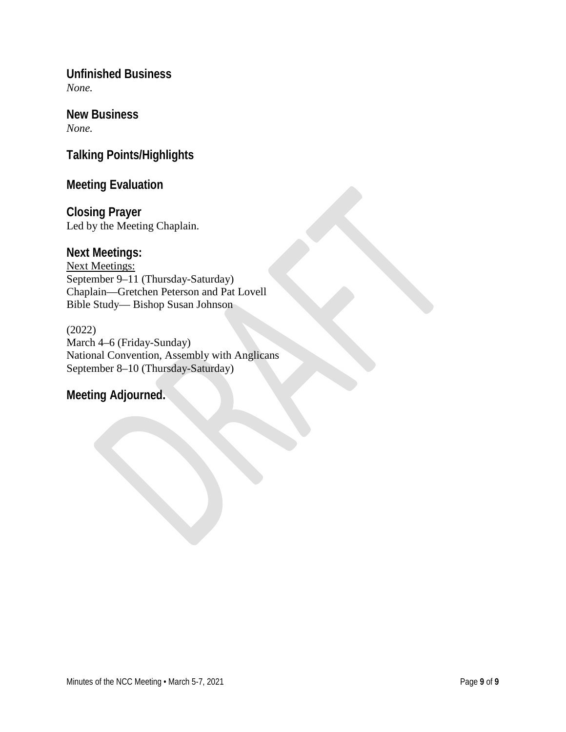## Unfinished Business

*None.*

## New Business

*None.*

## Talking Points/Highlights

## Meeting Evaluation

## Closing Prayer

Led by the Meeting Chaplain.

## Next Meetings:

Next Meetings:
September 9–11 (Thursday-Saturday)
Chaplain—Gretchen Peterson and Pat Lovell
Bible Study— Bishop Susan Johnson

(2022)
March 4–6 (Friday-Sunday)
National Convention, Assembly with Anglicans
September 8–10 (Thursday-Saturday)

## Meeting Adjourned.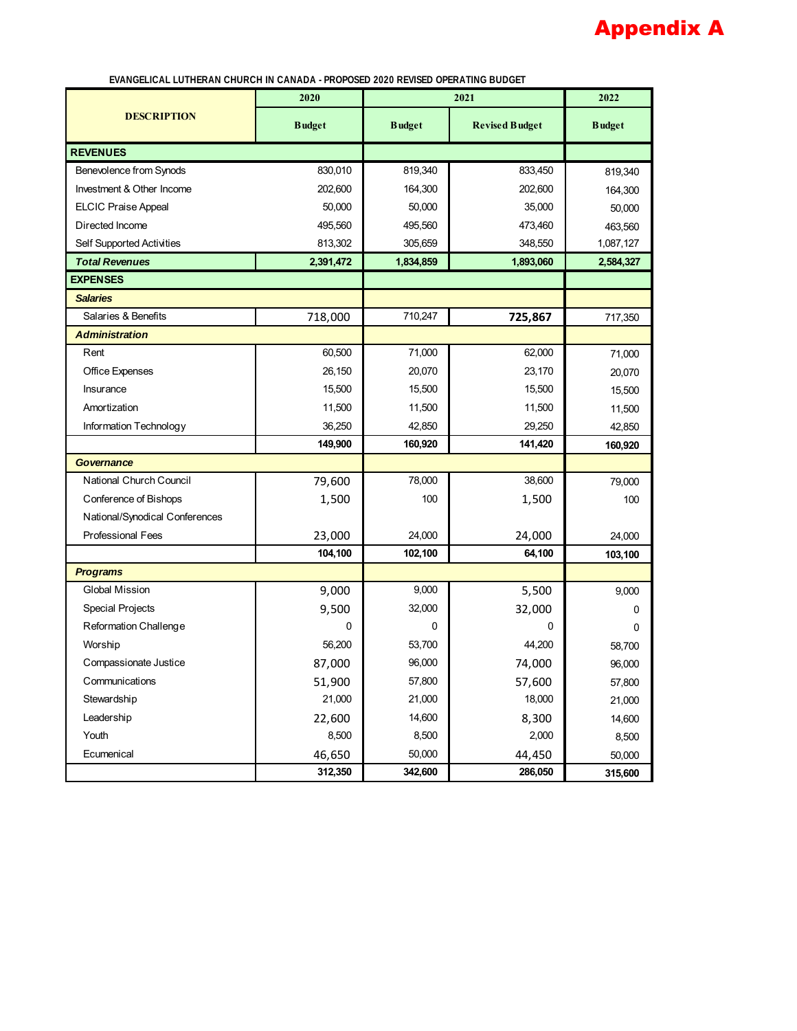# Appendix A

EVANGELICAL LUTHERAN CHURCH IN CANADA - PROPOSED 2020 REVISED OPERATING BUDGET

| DESCRIPTION | 2020 | 2021 | | 2022 |
|---|---|---|---|---|
| | Budget | Budget | Revised Budget | Budget |
| **REVENUES** | | | | |
| Benevolence from Synods | 830,010 | 819,340 | 833,450 | 819,340 |
| Investment & Other Income | 202,600 | 164,300 | 202,600 | 164,300 |
| ELCIC Praise Appeal | 50,000 | 50,000 | 35,000 | 50,000 |
| Directed Income | 495,560 | 495,560 | 473,460 | 463,560 |
| Self Supported Activities | 813,302 | 305,659 | 348,550 | 1,087,127 |
| ***Total Revenues*** | **2,391,472** | **1,834,859** | **1,893,060** | **2,584,327** |
| **EXPENSES** | | | | |
| ***Salaries*** | | | | |
| Salaries & Benefits | 718,000 | 710,247 | **725,867** | 717,350 |
| ***Administration*** | | | | |
| Rent | 60,500 | 71,000 | 62,000 | 71,000 |
| Office Expenses | 26,150 | 20,070 | 23,170 | 20,070 |
| Insurance | 15,500 | 15,500 | 15,500 | 15,500 |
| Amortization | 11,500 | 11,500 | 11,500 | 11,500 |
| Information Technology | 36,250 | 42,850 | 29,250 | 42,850 |
| | **149,900** | **160,920** | **141,420** | **160,920** |
| ***Governance*** | | | | |
| National Church Council | 79,600 | 78,000 | 38,600 | 79,000 |
| Conference of Bishops | 1,500 | 100 | 1,500 | 100 |
| National/Synodical Conferences | | | | |
| Professional Fees | 23,000 | 24,000 | 24,000 | 24,000 |
| | **104,100** | **102,100** | **64,100** | **103,100** |
| ***Programs*** | | | | |
| Global Mission | 9,000 | 9,000 | 5,500 | 9,000 |
| Special Projects | 9,500 | 32,000 | 32,000 | 0 |
| Reformation Challenge | 0 | 0 | 0 | 0 |
| Worship | 56,200 | 53,700 | 44,200 | 58,700 |
| Compassionate Justice | 87,000 | 96,000 | 74,000 | 96,000 |
| Communications | 51,900 | 57,800 | 57,600 | 57,800 |
| Stewardship | 21,000 | 21,000 | 18,000 | 21,000 |
| Leadership | 22,600 | 14,600 | 8,300 | 14,600 |
| Youth | 8,500 | 8,500 | 2,000 | 8,500 |
| Ecumenical | 46,650 | 50,000 | 44,450 | 50,000 |
| | **312,350** | **342,600** | **286,050** | **315,600** |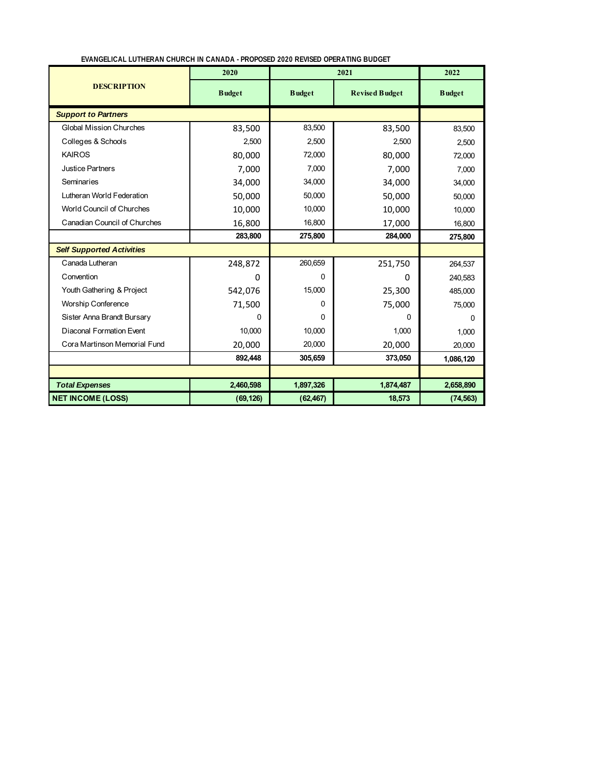EVANGELICAL LUTHERAN CHURCH IN CANADA - PROPOSED 2020 REVISED OPERATING BUDGET

| DESCRIPTION | 2020 | 2021 | | 2022 |
|---|---|---|---|---|
| | Budget | Budget | Revised Budget | Budget |
| ***Support to Partners*** | | | | |
| Global Mission Churches | 83,500 | 83,500 | 83,500 | 83,500 |
| Colleges & Schools | 2,500 | 2,500 | 2,500 | 2,500 |
| KAIROS | 80,000 | 72,000 | 80,000 | 72,000 |
| Justice Partners | 7,000 | 7,000 | 7,000 | 7,000 |
| Seminaries | 34,000 | 34,000 | 34,000 | 34,000 |
| Lutheran World Federation | 50,000 | 50,000 | 50,000 | 50,000 |
| World Council of Churches | 10,000 | 10,000 | 10,000 | 10,000 |
| Canadian Council of Churches | 16,800 | 16,800 | 17,000 | 16,800 |
| | **283,800** | **275,800** | **284,000** | **275,800** |
| ***Self Supported Activities*** | | | | |
| Canada Lutheran | 248,872 | 260,659 | 251,750 | 264,537 |
| Convention | 0 | 0 | 0 | 240,583 |
| Youth Gathering & Project | 542,076 | 15,000 | 25,300 | 485,000 |
| Worship Conference | 71,500 | 0 | 75,000 | 75,000 |
| Sister Anna Brandt Bursary | 0 | 0 | 0 | 0 |
| Diaconal Formation Event | 10,000 | 10,000 | 1,000 | 1,000 |
| Cora Martinson Memorial Fund | 20,000 | 20,000 | 20,000 | 20,000 |
| | **892,448** | **305,659** | **373,050** | **1,086,120** |
| | | | | |
| ***Total Expenses*** | **2,460,598** | **1,897,326** | **1,874,487** | **2,658,890** |
| **NET INCOME (LOSS)** | **(69,126)** | **(62,467)** | **18,573** | **(74,563)** |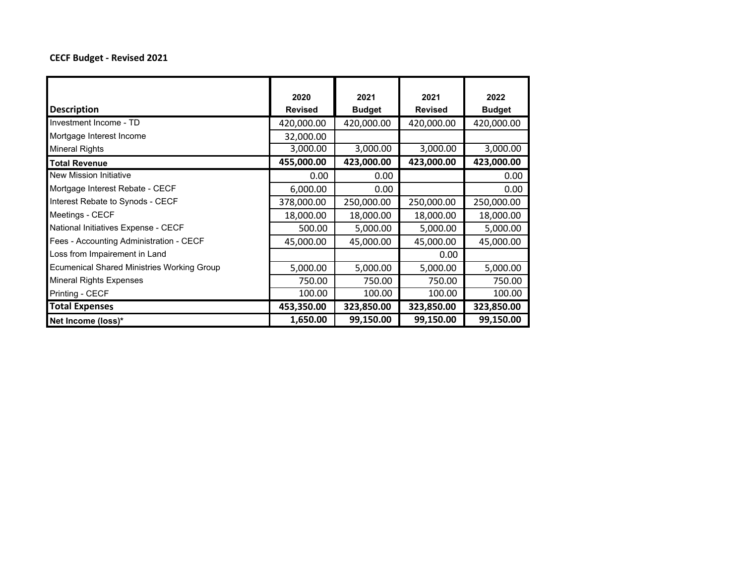**CECF Budget - Revised 2021**

| Description | 2020 Revised | 2021 Budget | 2021 Revised | 2022 Budget |
|---|---|---|---|---|
| Investment Income - TD | 420,000.00 | 420,000.00 | 420,000.00 | 420,000.00 |
| Mortgage Interest Income | 32,000.00 | | | |
| Mineral Rights | 3,000.00 | 3,000.00 | 3,000.00 | 3,000.00 |
| **Total Revenue** | **455,000.00** | **423,000.00** | **423,000.00** | **423,000.00** |
| New Mission Initiative | 0.00 | 0.00 | | 0.00 |
| Mortgage Interest Rebate - CECF | 6,000.00 | 0.00 | | 0.00 |
| Interest Rebate to Synods - CECF | 378,000.00 | 250,000.00 | 250,000.00 | 250,000.00 |
| Meetings - CECF | 18,000.00 | 18,000.00 | 18,000.00 | 18,000.00 |
| National Initiatives Expense - CECF | 500.00 | 5,000.00 | 5,000.00 | 5,000.00 |
| Fees - Accounting Administration - CECF | 45,000.00 | 45,000.00 | 45,000.00 | 45,000.00 |
| Loss from Impairement in Land | | | 0.00 | |
| Ecumenical Shared Ministries Working Group | 5,000.00 | 5,000.00 | 5,000.00 | 5,000.00 |
| Mineral Rights Expenses | 750.00 | 750.00 | 750.00 | 750.00 |
| Printing - CECF | 100.00 | 100.00 | 100.00 | 100.00 |
| **Total Expenses** | **453,350.00** | **323,850.00** | **323,850.00** | **323,850.00** |
| **Net Income (loss)*** | **1,650.00** | **99,150.00** | **99,150.00** | **99,150.00** |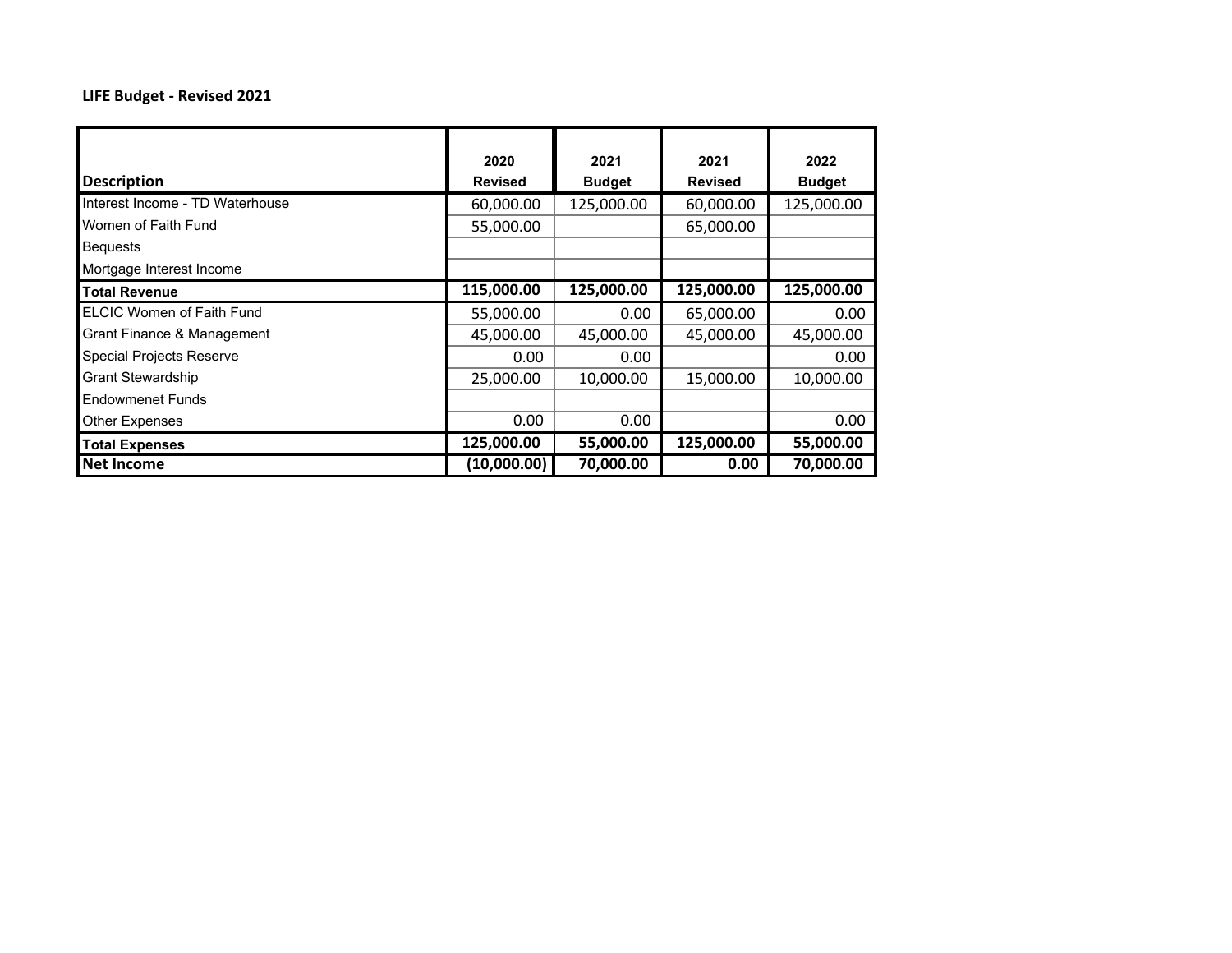**LIFE Budget - Revised 2021**

| Description | 2020 Revised | 2021 Budget | 2021 Revised | 2022 Budget |
|---|---|---|---|---|
| Interest Income - TD Waterhouse | 60,000.00 | 125,000.00 | 60,000.00 | 125,000.00 |
| Women of Faith Fund | 55,000.00 | | 65,000.00 | |
| Bequests | | | | |
| Mortgage Interest Income | | | | |
| **Total Revenue** | **115,000.00** | **125,000.00** | **125,000.00** | **125,000.00** |
| ELCIC Women of Faith Fund | 55,000.00 | 0.00 | 65,000.00 | 0.00 |
| Grant Finance & Management | 45,000.00 | 45,000.00 | 45,000.00 | 45,000.00 |
| Special Projects Reserve | 0.00 | 0.00 | | 0.00 |
| Grant Stewardship | 25,000.00 | 10,000.00 | 15,000.00 | 10,000.00 |
| Endowmenet Funds | | | | |
| Other Expenses | 0.00 | 0.00 | | 0.00 |
| **Total Expenses** | **125,000.00** | **55,000.00** | **125,000.00** | **55,000.00** |
| **Net Income** | **(10,000.00)** | **70,000.00** | **0.00** | **70,000.00** |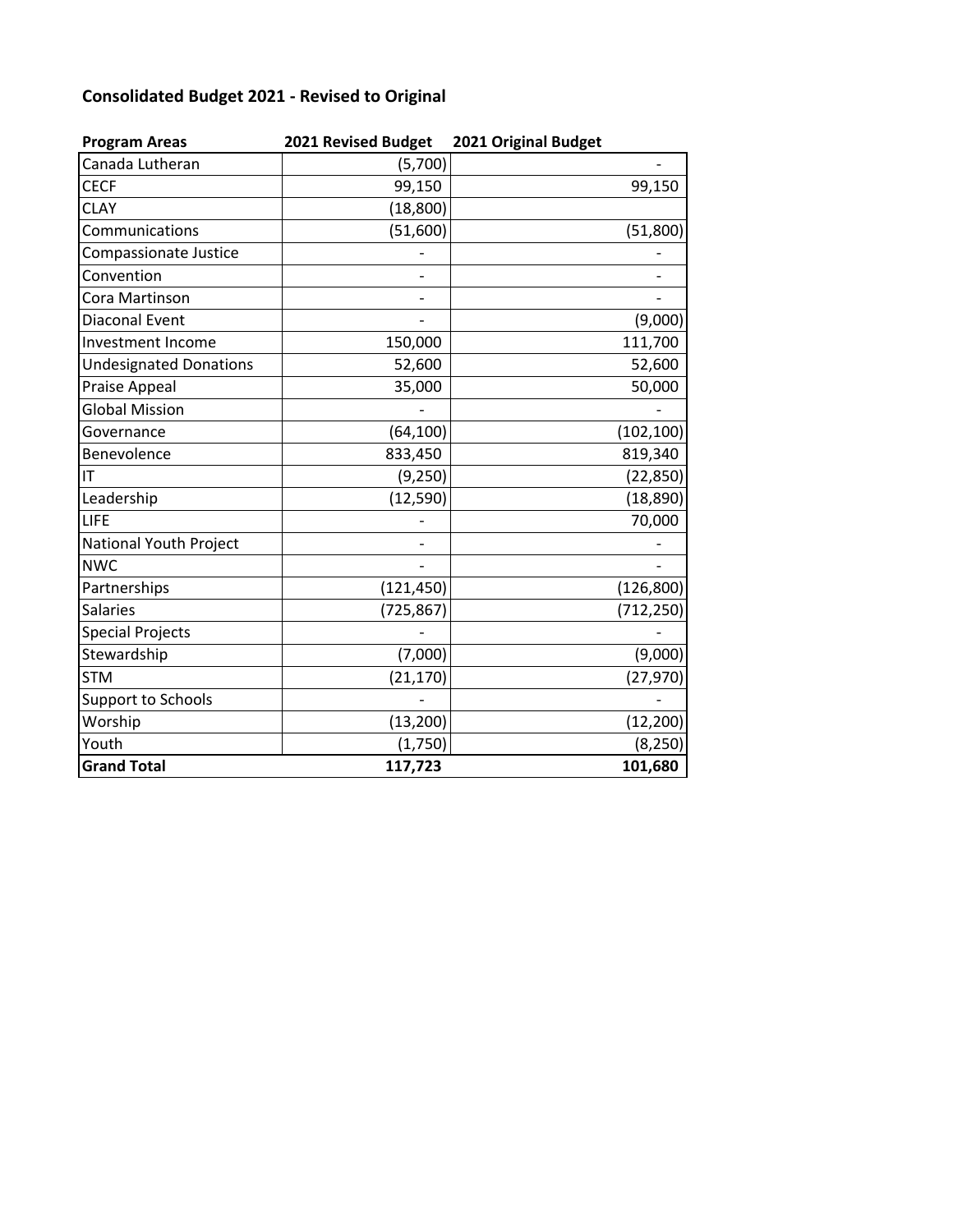## Consolidated Budget 2021 - Revised to Original

| Program Areas | 2021 Revised Budget | 2021 Original Budget |
|---|---|---|
| Canada Lutheran | (5,700) | - |
| CECF | 99,150 | 99,150 |
| CLAY | (18,800) | |
| Communications | (51,600) | (51,800) |
| Compassionate Justice | - | - |
| Convention | - | - |
| Cora Martinson | - | - |
| Diaconal Event | - | (9,000) |
| Investment Income | 150,000 | 111,700 |
| Undesignated Donations | 52,600 | 52,600 |
| Praise Appeal | 35,000 | 50,000 |
| Global Mission | - | - |
| Governance | (64,100) | (102,100) |
| Benevolence | 833,450 | 819,340 |
| IT | (9,250) | (22,850) |
| Leadership | (12,590) | (18,890) |
| LIFE | - | 70,000 |
| National Youth Project | - | - |
| NWC | - | - |
| Partnerships | (121,450) | (126,800) |
| Salaries | (725,867) | (712,250) |
| Special Projects | - | - |
| Stewardship | (7,000) | (9,000) |
| STM | (21,170) | (27,970) |
| Support to Schools | - | - |
| Worship | (13,200) | (12,200) |
| Youth | (1,750) | (8,250) |
| **Grand Total** | **117,723** | **101,680** |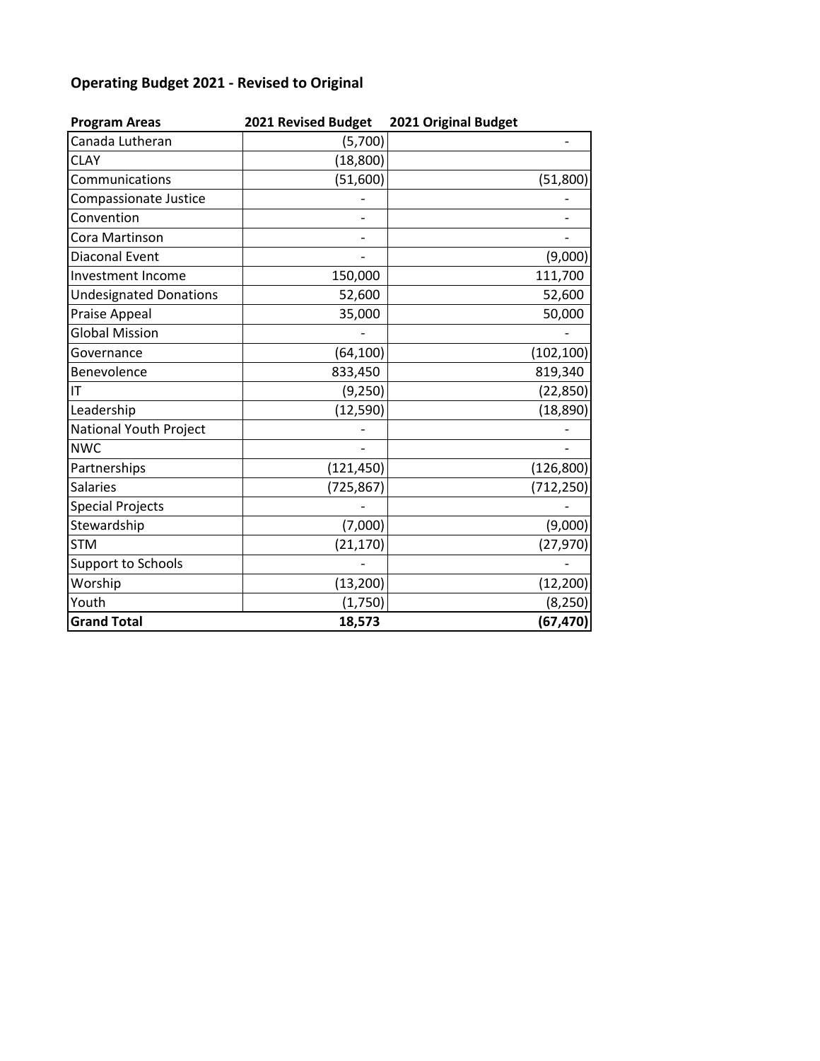**Operating Budget 2021 - Revised to Original**

| Program Areas | 2021 Revised Budget | 2021 Original Budget |
|---|---|---|
| Canada Lutheran | (5,700) | - |
| CLAY | (18,800) | |
| Communications | (51,600) | (51,800) |
| Compassionate Justice | - | - |
| Convention | - | - |
| Cora Martinson | - | - |
| Diaconal Event | - | (9,000) |
| Investment Income | 150,000 | 111,700 |
| Undesignated Donations | 52,600 | 52,600 |
| Praise Appeal | 35,000 | 50,000 |
| Global Mission | - | - |
| Governance | (64,100) | (102,100) |
| Benevolence | 833,450 | 819,340 |
| IT | (9,250) | (22,850) |
| Leadership | (12,590) | (18,890) |
| National Youth Project | - | - |
| NWC | - | - |
| Partnerships | (121,450) | (126,800) |
| Salaries | (725,867) | (712,250) |
| Special Projects | - | - |
| Stewardship | (7,000) | (9,000) |
| STM | (21,170) | (27,970) |
| Support to Schools | - | - |
| Worship | (13,200) | (12,200) |
| Youth | (1,750) | (8,250) |
| **Grand Total** | **18,573** | **(67,470)** |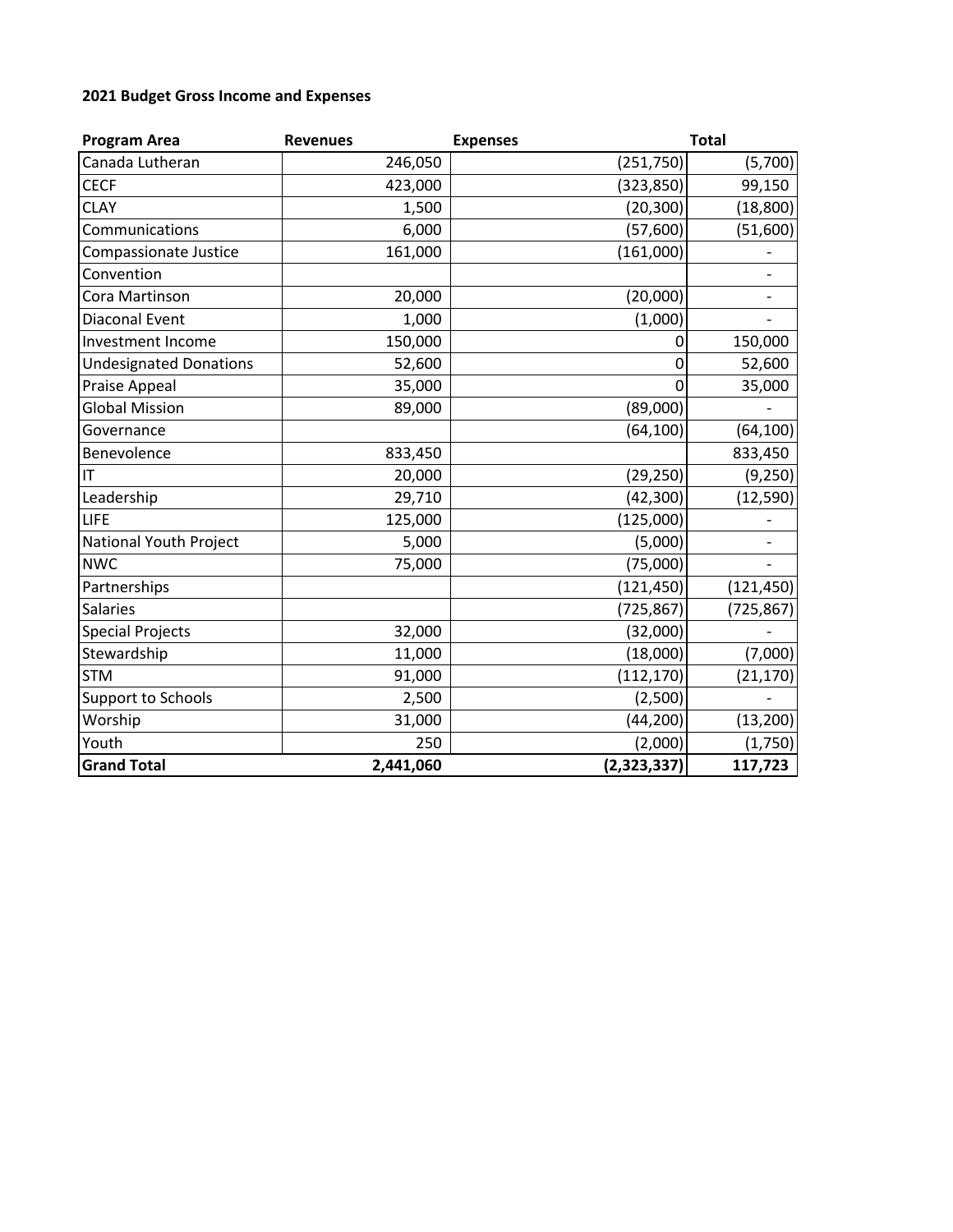**2021 Budget Gross Income and Expenses**

| Program Area | Revenues | Expenses | Total |
|---|---|---|---|
| Canada Lutheran | 246,050 | (251,750) | (5,700) |
| CECF | 423,000 | (323,850) | 99,150 |
| CLAY | 1,500 | (20,300) | (18,800) |
| Communications | 6,000 | (57,600) | (51,600) |
| Compassionate Justice | 161,000 | (161,000) | - |
| Convention | | | - |
| Cora Martinson | 20,000 | (20,000) | - |
| Diaconal Event | 1,000 | (1,000) | - |
| Investment Income | 150,000 | 0 | 150,000 |
| Undesignated Donations | 52,600 | 0 | 52,600 |
| Praise Appeal | 35,000 | 0 | 35,000 |
| Global Mission | 89,000 | (89,000) | - |
| Governance | | (64,100) | (64,100) |
| Benevolence | 833,450 | | 833,450 |
| IT | 20,000 | (29,250) | (9,250) |
| Leadership | 29,710 | (42,300) | (12,590) |
| LIFE | 125,000 | (125,000) | - |
| National Youth Project | 5,000 | (5,000) | - |
| NWC | 75,000 | (75,000) | - |
| Partnerships | | (121,450) | (121,450) |
| Salaries | | (725,867) | (725,867) |
| Special Projects | 32,000 | (32,000) | - |
| Stewardship | 11,000 | (18,000) | (7,000) |
| STM | 91,000 | (112,170) | (21,170) |
| Support to Schools | 2,500 | (2,500) | - |
| Worship | 31,000 | (44,200) | (13,200) |
| Youth | 250 | (2,000) | (1,750) |
| **Grand Total** | **2,441,060** | **(2,323,337)** | **117,723** |